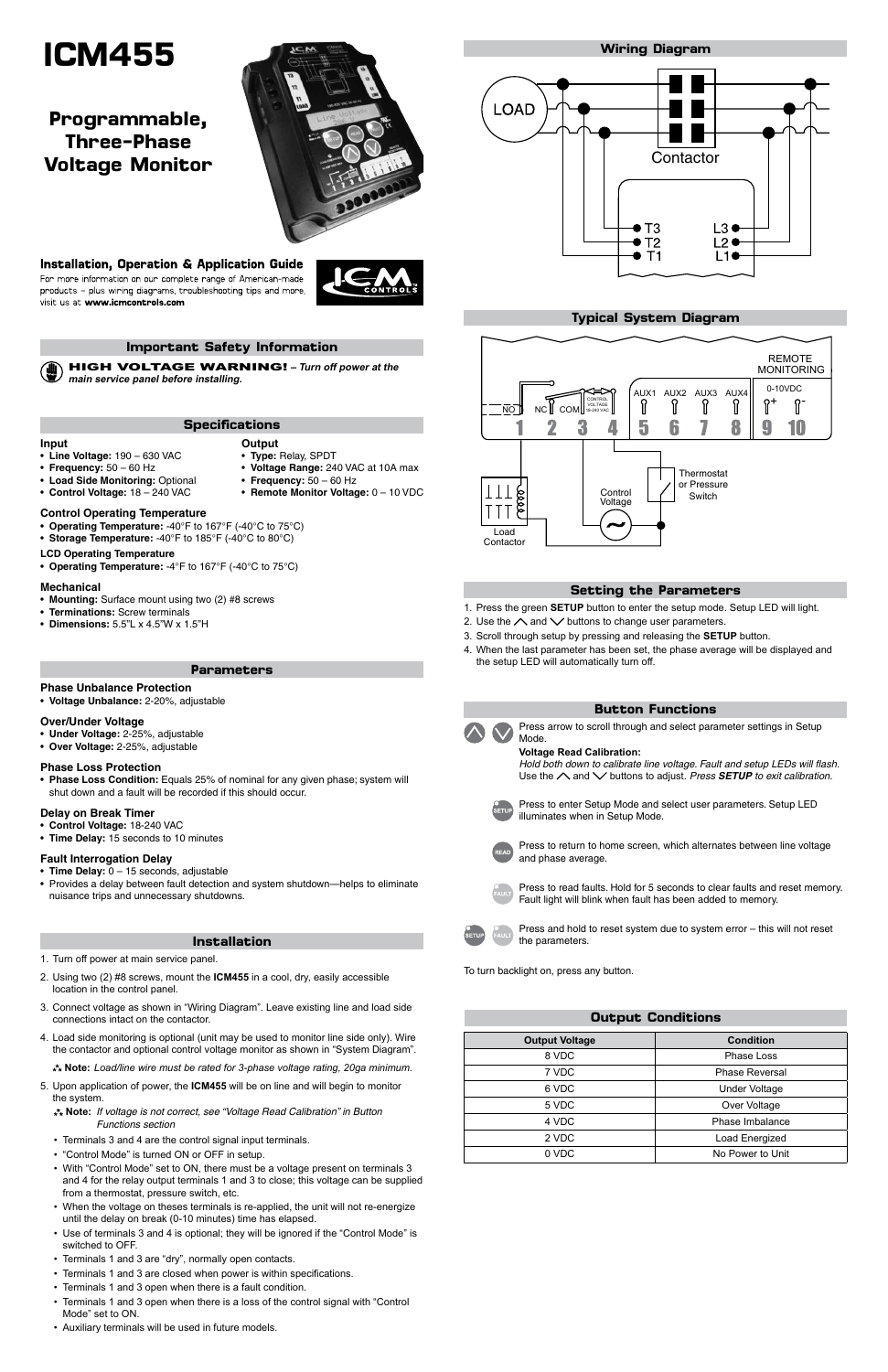# ICM455

## Programmable, Three-Phase Voltage Monitor

### Installation, Operation & Application Guide

For more information on our complete range of American-made products – plus wiring diagrams, troubleshooting tips and more, visit us at **www.icmcontrols.com**

## Important Safety Information

**HIGH VOLTAGE WARNING!** – *Turn off power at the main service panel before installing.*

## Specifications

### Input
- **Line Voltage:** 190 – 630 VAC
- **Frequency:** 50 – 60 Hz
- **Load Side Monitoring:** Optional
- **Control Voltage:** 18 – 240 VAC

### Output
- **Type:** Relay, SPDT
- **Voltage Range:** 240 VAC at 10A max
- **Frequency:** 50 – 60 Hz
- **Remote Monitor Voltage:** 0 – 10 VDC

### Control Operating Temperature
- **Operating Temperature:** -40°F to 167°F (-40°C to 75°C)
- **Storage Temperature:** -40°F to 185°F (-40°C to 80°C)

### LCD Operating Temperature
- **Operating Temperature:** -4°F to 167°F (-40°C to 75°C)

### Mechanical
- **Mounting:** Surface mount using two (2) #8 screws
- **Terminations:** Screw terminals
- **Dimensions:** 5.5"L x 4.5"W x 1.5"H

## Parameters

### Phase Unbalance Protection
- **Voltage Unbalance:** 2-20%, adjustable

### Over/Under Voltage
- **Under Voltage:** 2-25%, adjustable
- **Over Voltage:** 2-25%, adjustable

### Phase Loss Protection
- **Phase Loss Condition:** Equals 25% of nominal for any given phase; system will shut down and a fault will be recorded if this should occur.

### Delay on Break Timer
- **Control Voltage:** 18-240 VAC
- **Time Delay:** 15 seconds to 10 minutes

### Fault Interrogation Delay
- **Time Delay:** 0 – 15 seconds, adjustable
- Provides a delay between fault detection and system shutdown—helps to eliminate nuisance trips and unnecessary shutdowns.

## Installation

1. Turn off power at main service panel.
2. Using two (2) #8 screws, mount the **ICM455** in a cool, dry, easily accessible location in the control panel.
3. Connect voltage as shown in "Wiring Diagram". Leave existing line and load side connections intact on the contactor.
4. Load side monitoring is optional (unit may be used to monitor line side only). Wire the contactor and optional control voltage monitor as shown in "System Diagram".

   **Note:** *Load/line wire must be rated for 3-phase voltage rating, 20ga minimum.*
5. Upon application of power, the **ICM455** will be on line and will begin to monitor the system.

   **Note:** *If voltage is not correct, see "Voltage Read Calibration" in Button Functions section*

- Terminals 3 and 4 are the control signal input terminals.
- "Control Mode" is turned ON or OFF in setup.
- With "Control Mode" set to ON, there must be a voltage present on terminals 3 and 4 for the relay output terminals 1 and 3 to close; this voltage can be supplied from a thermostat, pressure switch, etc.
- When the voltage on theses terminals is re-applied, the unit will not re-energize until the delay on break (0-10 minutes) time has elapsed.
- Use of terminals 3 and 4 is optional; they will be ignored if the "Control Mode" is switched to OFF.
- Terminals 1 and 3 are "dry", normally open contacts.
- Terminals 1 and 3 are closed when power is within specifications.
- Terminals 1 and 3 open when there is a fault condition.
- Terminals 1 and 3 open when there is a loss of the control signal with "Control Mode" set to ON.
- Auxiliary terminals will be used in future models.

## Wiring Diagram

LOAD — Contactor — T3, T2, T1 — L3, L2, L1

## Typical System Diagram

NO, NC, COM, CONTROL VOLTAGE 18-240 VAC, AUX1, AUX2, AUX3, AUX4, REMOTE MONITORING 0-10VDC + -

1 2 3 4 5 6 7 8 9 10

Load Contactor — Control Voltage — Thermostat or Pressure Switch

## Setting the Parameters

1. Press the green **SETUP** button to enter the setup mode. Setup LED will light.
2. Use the ∧ and ∨ buttons to change user parameters.
3. Scroll through setup by pressing and releasing the **SETUP** button.
4. When the last parameter has been set, the phase average will be displayed and the setup LED will automatically turn off.

## Button Functions

**∧ ∨** Press arrow to scroll through and select parameter settings in Setup Mode.

**Voltage Read Calibration:**
*Hold both down to calibrate line voltage. Fault and setup LEDs will flash.* Use the ∧ and ∨ buttons to adjust. *Press **SETUP** to exit calibration.*

**SETUP** Press to enter Setup Mode and select user parameters. Setup LED illuminates when in Setup Mode.

**READ** Press to return to home screen, which alternates between line voltage and phase average.

**FAULT** Press to read faults. Hold for 5 seconds to clear faults and reset memory. Fault light will blink when fault has been added to memory.

**SETUP + FAULT** Press and hold to reset system due to system error – this will not reset the parameters.

To turn backlight on, press any button.

## Output Conditions

| Output Voltage | Condition |
|---|---|
| 8 VDC | Phase Loss |
| 7 VDC | Phase Reversal |
| 6 VDC | Under Voltage |
| 5 VDC | Over Voltage |
| 4 VDC | Phase Imbalance |
| 2 VDC | Load Energized |
| 0 VDC | No Power to Unit |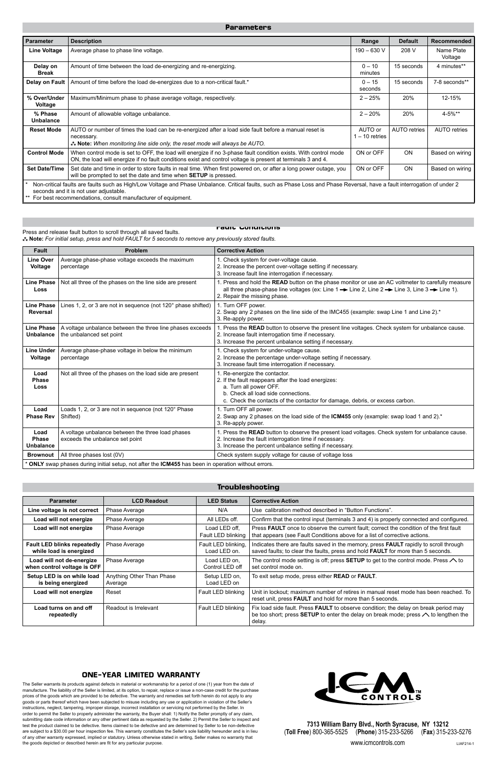## Parameters

| Parameter | Description | Range | Default | Recommended |
|---|---|---|---|---|
| **Line Voltage** | Average phase to phase line voltage. | 190 – 630 V | 208 V | Name Plate Voltage |
| **Delay on Break** | Amount of time between the load de-energizing and re-energizing. | 0 – 10 minutes | 15 seconds | 4 minutes** |
| **Delay on Fault** | Amount of time before the load de-energizes due to a non-critical fault.* | 0 – 15 seconds | 15 seconds | 7-8 seconds** |
| **% Over/Under Voltage** | Maximum/Minimum phase to phase average voltage, respectively. | 2 – 25% | 20% | 12-15% |
| **% Phase Unbalance** | Amount of allowable voltage unbalance. | 2 – 20% | 20% | 4-5%** |
| **Reset Mode** | AUTO or number of times the load can be re-energized after a load side fault before a manual reset is necessary. **Note:** *When monitoring line side only, the reset mode will always be AUTO.* | AUTO or 1 – 10 retries | AUTO retries | AUTO retries |
| **Control Mode** | When control mode is set to OFF, the load will energize if no 3-phase fault condition exists. With control mode ON, the load will energize if no fault conditions exist and control voltage is present at terminals 3 and 4. | ON or OFF | ON | Based on wiring |
| **Set Date/Time** | Set date and time in order to store faults in real time. When first powered on, or after a long power outage, you will be prompted to set the date and time when **SETUP** is pressed. | ON or OFF | ON | Based on wiring |

\* Non-critical faults are faults such as High/Low Voltage and Phase Unbalance. Critical faults, such as Phase Loss and Phase Reversal, have a fault interrogation of under 2 seconds and it is not user adjustable.
** For best recommendations, consult manufacturer of equipment.

## Fault Conditions

Press and release fault button to scroll through all saved faults.
**Note:** *For initial setup, press and hold FAULT for 5 seconds to remove any previously stored faults.*

| Fault | Problem | Corrective Action |
|---|---|---|
| **Line Over Voltage** | Average phase-phase voltage exceeds the maximum percentage | 1. Check system for over-voltage cause.<br>2. Increase the percent over-voltage setting if necessary.<br>3. Increase fault line interrogation if necessary. |
| **Line Phase Loss** | Not all three of the phases on the line side are present | 1. Press and hold the **READ** button on the phase monitor or use an AC voltmeter to carefully measure all three phase-phase line voltages (ex: Line 1 → Line 2, Line 2 → Line 3, Line 3 → Line 1).<br>2. Repair the missing phase. |
| **Line Phase Reversal** | Lines 1, 2, or 3 are not in sequence (not 120° phase shifted) | 1. Turn OFF power.<br>2. Swap any 2 phases on the line side of the IMC455 (example: swap Line 1 and Line 2).*<br>3. Re-apply power. |
| **Line Phase Unbalance** | A voltage unbalance between the three line phases exceeds the unbalanced set point | 1. Press the **READ** button to observe the present line voltages. Check system for unbalance cause.<br>2. Increase fault interrogation time if necessary.<br>3. Increase the percent unbalance setting if necessary. |
| **Line Under Voltage** | Average phase-phase voltage in below the minimum percentage | 1. Check system for under-voltage cause.<br>2. Increase the percentage under-voltage setting if necessary.<br>3. Increase fault time interrogation if necessary. |
| **Load Phase Loss** | Not all three of the phases on the load side are present | 1. Re-energize the contactor.<br>2. If the fault reappears after the load energizes:<br>a. Turn all power OFF.<br>b. Check all load side connections.<br>c. Check the contacts of the contactor for damage, debris, or excess carbon. |
| **Load Phase Rev** | Loads 1, 2, or 3 are not in sequence (not 120° Phase Shifted) | 1. Turn OFF all power.<br>2. Swap any 2 phases on the load side of the **ICM455** only (example: swap load 1 and 2).*<br>3. Re-apply power. |
| **Load Phase Unbalance** | A voltage unbalance between the three load phases exceeds the unbalance set point | 1. Press the **READ** button to observe the present load voltages. Check system for unbalance cause.<br>2. Increase the fault interrogation time if necessary.<br>3. Increase the percent unbalance setting if necessary. |
| **Brownout** | All three phases lost (0V) | Check system supply voltage for cause of voltage loss |

\* **ONLY** swap phases during initial setup, not after the **ICM455** has been in operation without errors.

## Troubleshooting

| Parameter | LCD Readout | LED Status | Corrective Action |
|---|---|---|---|
| **Line voltage is not correct** | Phase Average | N/A | Use calibration method described in "Button Functions". |
| **Load will not energize** | Phase Average | All LEDs off. | Confirm that the control input (terminals 3 and 4) is properly connected and configured. |
| **Load will not energize** | Phase Average | Load LED off, Fault LED blinking | Press **FAULT** once to observe the current fault; correct the condition of the first fault that appears (see Fault Conditions above for a list of corrective actions. |
| **Fault LED blinks repeatedly while load is energized** | Phase Average | Fault LED blinking, Load LED on. | Indicates there are faults saved in the memory, press **FAULT** rapidly to scroll through saved faults; to clear the faults, press and hold **FAULT** for more than 5 seconds. |
| **Load will not de-energize when control voltage is OFF** | Phase Average | Load LED on, Control LED off | The control mode setting is off; press **SETUP** to get to the control mode. Press ∧ to set control mode on. |
| **Setup LED is on while load is being energized** | Anything Other Than Phase Average | Setup LED on, Load LED on | To exit setup mode, press either **READ** or **FAULT**. |
| **Load will not energize** | Reset | Fault LED blinking | Unit in lockout; maximum number of retires in manual reset mode has been reached. To reset unit, press **FAULT** and hold for more than 5 seconds. |
| **Load turns on and off repeatedly** | Readout is Irrelevant | Fault LED blinking | Fix load side fault. Press **FAULT** to observe condition; the delay on break period may be too short; press **SETUP** to enter the delay on break mode; press ∧ to lengthen the delay. |

## ONE-YEAR LIMITED WARRANTY

The Seller warrants its products against defects in material or workmanship for a period of one (1) year from the date of manufacture. The liability of the Seller is limited, at its option, to repair, replace or issue a non-case credit for the purchase prices of the goods which are provided to be defective. The warranty and remedies set forth herein do not apply to any goods or parts thereof which have been subjected to misuse including any use or application in violation of the Seller's instructions, neglect, tampering, improper storage, incorrect installation or servicing not performed by the Seller. In order to permit the Seller to properly administer the warranty, the Buyer shall: 1) Notify the Seller promptly of any claim, submitting date code information or any other pertinent data as requested by the Seller. 2) Permit the Seller to inspect and test the product claimed to be defective. Items claimed to be defective and are determined by Seller to be non-defective are subject to a $30.00 per hour inspection fee. This warranty constitutes the Seller's sole liability hereunder and is in lieu of any other warranty expressed, implied or statutory. Unless otherwise stated in writing, Seller makes no warranty that the goods depicted or described herein are fit for any particular purpose.

ICM CONTROLS™

**7313 William Barry Blvd., North Syracuse, NY 13212**
(**Toll Free**) 800-365-5525 (**Phone**) 315-233-5266 (**Fax**) 315-233-5276
www.icmcontrols.com

LIAF214-1